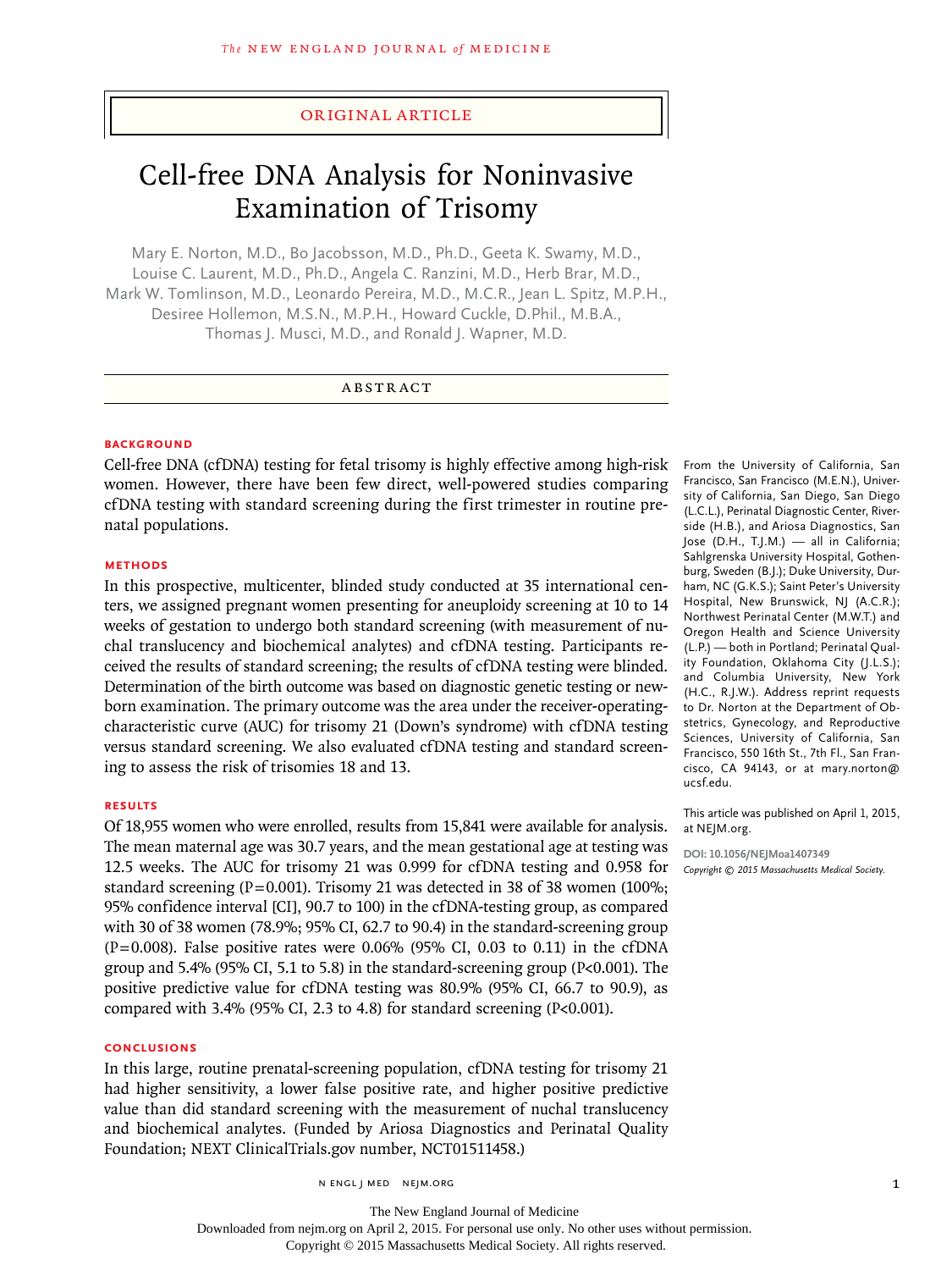ORIGINAL ARTICLE

# Cell-free DNA Analysis for Noninvasive Examination of Trisomy

Mary E. Norton, M.D., Bo Jacobsson, M.D., Ph.D., Geeta K. Swamy, M.D., Louise C. Laurent, M.D., Ph.D., Angela C. Ranzini, M.D., Herb Brar, M.D., Mark W. Tomlinson, M.D., Leonardo Pereira, M.D., M.C.R., Jean L. Spitz, M.P.H., Desiree Hollemon, M.S.N., M.P.H., Howard Cuckle, D.Phil., M.B.A., Thomas J. Musci, M.D., and Ronald J. Wapner, M.D.

## ABSTRACT

### BACKGROUND

Cell-free DNA (cfDNA) testing for fetal trisomy is highly effective among high-risk women. However, there have been few direct, well-powered studies comparing cfDNA testing with standard screening during the first trimester in routine prenatal populations.

### METHODS

In this prospective, multicenter, blinded study conducted at 35 international centers, we assigned pregnant women presenting for aneuploidy screening at 10 to 14 weeks of gestation to undergo both standard screening (with measurement of nuchal translucency and biochemical analytes) and cfDNA testing. Participants received the results of standard screening; the results of cfDNA testing were blinded. Determination of the birth outcome was based on diagnostic genetic testing or newborn examination. The primary outcome was the area under the receiver-operating-characteristic curve (AUC) for trisomy 21 (Down's syndrome) with cfDNA testing versus standard screening. We also evaluated cfDNA testing and standard screening to assess the risk of trisomies 18 and 13.

### RESULTS

Of 18,955 women who were enrolled, results from 15,841 were available for analysis. The mean maternal age was 30.7 years, and the mean gestational age at testing was 12.5 weeks. The AUC for trisomy 21 was 0.999 for cfDNA testing and 0.958 for standard screening (P=0.001). Trisomy 21 was detected in 38 of 38 women (100%; 95% confidence interval [CI], 90.7 to 100) in the cfDNA-testing group, as compared with 30 of 38 women (78.9%; 95% CI, 62.7 to 90.4) in the standard-screening group (P=0.008). False positive rates were 0.06% (95% CI, 0.03 to 0.11) in the cfDNA group and 5.4% (95% CI, 5.1 to 5.8) in the standard-screening group (P<0.001). The positive predictive value for cfDNA testing was 80.9% (95% CI, 66.7 to 90.9), as compared with 3.4% (95% CI, 2.3 to 4.8) for standard screening (P<0.001).

### CONCLUSIONS

In this large, routine prenatal-screening population, cfDNA testing for trisomy 21 had higher sensitivity, a lower false positive rate, and higher positive predictive value than did standard screening with the measurement of nuchal translucency and biochemical analytes. (Funded by Ariosa Diagnostics and Perinatal Quality Foundation; NEXT ClinicalTrials.gov number, NCT01511458.)

From the University of California, San Francisco, San Francisco (M.E.N.), University of California, San Diego, San Diego (L.C.L.), Perinatal Diagnostic Center, Riverside (H.B.), and Ariosa Diagnostics, San Jose (D.H., T.J.M.) — all in California; Sahlgrenska University Hospital, Gothenburg, Sweden (B.J.); Duke University, Durham, NC (G.K.S.); Saint Peter's University Hospital, New Brunswick, NJ (A.C.R.); Northwest Perinatal Center (M.W.T.) and Oregon Health and Science University (L.P.) — both in Portland; Perinatal Quality Foundation, Oklahoma City (J.L.S.); and Columbia University, New York (H.C., R.J.W.). Address reprint requests to Dr. Norton at the Department of Obstetrics, Gynecology, and Reproductive Sciences, University of California, San Francisco, 550 16th St., 7th Fl., San Francisco, CA 94143, or at mary.norton@ucsf.edu.

This article was published on April 1, 2015, at NEJM.org.

DOI: 10.1056/NEJMoa1407349
*Copyright © 2015 Massachusetts Medical Society.*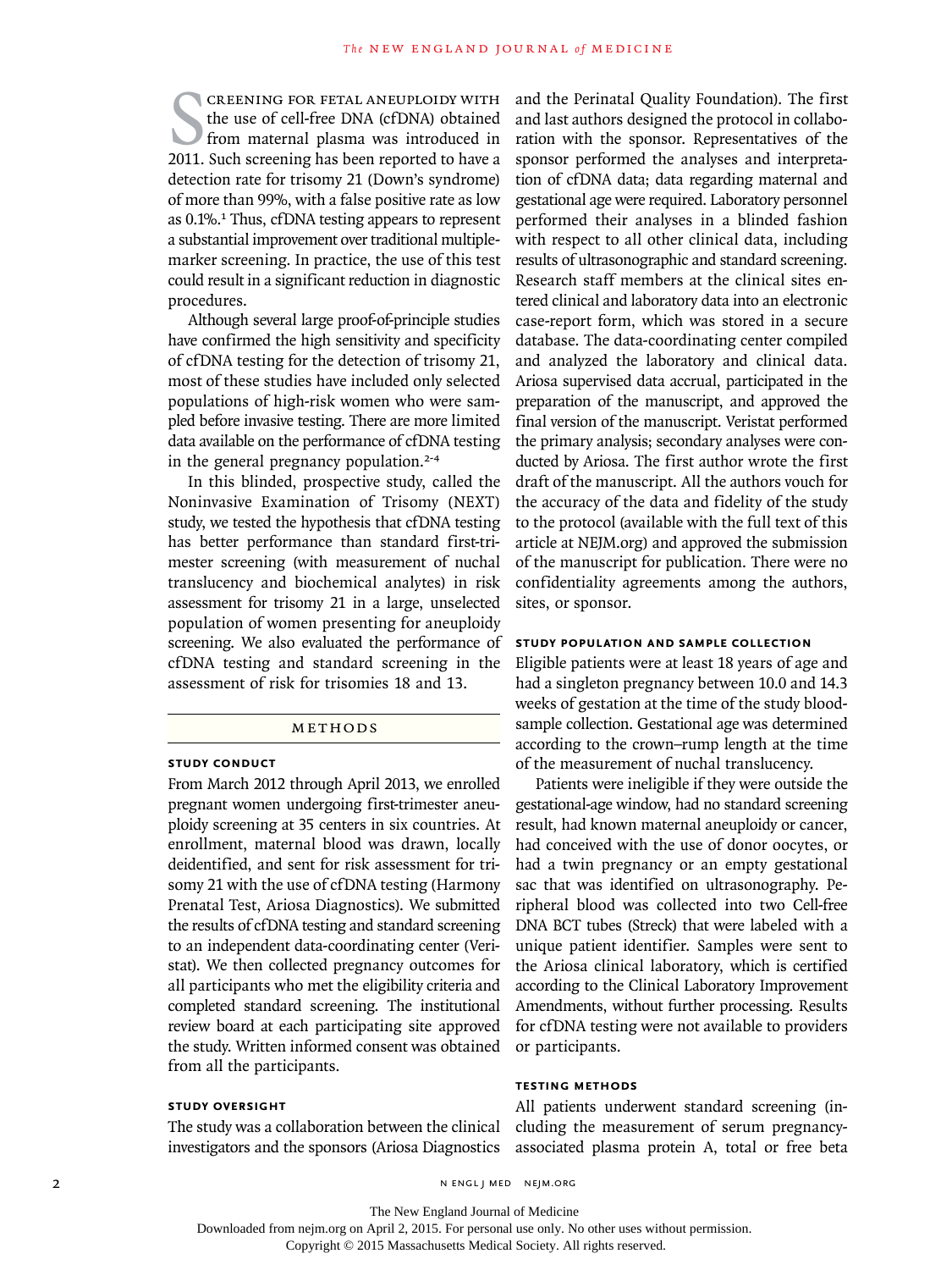Screening for fetal aneuploidy with the use of cell-free DNA (cfDNA) obtained from maternal plasma was introduced in 2011. Such screening has been reported to have a detection rate for trisomy 21 (Down's syndrome) of more than 99%, with a false positive rate as low as 0.1%.[1] Thus, cfDNA testing appears to represent a substantial improvement over traditional multiple-marker screening. In practice, the use of this test could result in a significant reduction in diagnostic procedures.

Although several large proof-of-principle studies have confirmed the high sensitivity and specificity of cfDNA testing for the detection of trisomy 21, most of these studies have included only selected populations of high-risk women who were sampled before invasive testing. There are more limited data available on the performance of cfDNA testing in the general pregnancy population.[2-4]

In this blinded, prospective study, called the Noninvasive Examination of Trisomy (NEXT) study, we tested the hypothesis that cfDNA testing has better performance than standard first-trimester screening (with measurement of nuchal translucency and biochemical analytes) in risk assessment for trisomy 21 in a large, unselected population of women presenting for aneuploidy screening. We also evaluated the performance of cfDNA testing and standard screening in the assessment of risk for trisomies 18 and 13.

## Methods

### Study Conduct

From March 2012 through April 2013, we enrolled pregnant women undergoing first-trimester aneuploidy screening at 35 centers in six countries. At enrollment, maternal blood was drawn, locally deidentified, and sent for risk assessment for trisomy 21 with the use of cfDNA testing (Harmony Prenatal Test, Ariosa Diagnostics). We submitted the results of cfDNA testing and standard screening to an independent data-coordinating center (Veristat). We then collected pregnancy outcomes for all participants who met the eligibility criteria and completed standard screening. The institutional review board at each participating site approved the study. Written informed consent was obtained from all the participants.

### Study Oversight

The study was a collaboration between the clinical investigators and the sponsors (Ariosa Diagnostics and the Perinatal Quality Foundation). The first and last authors designed the protocol in collaboration with the sponsor. Representatives of the sponsor performed the analyses and interpretation of cfDNA data; data regarding maternal and gestational age were required. Laboratory personnel performed their analyses in a blinded fashion with respect to all other clinical data, including results of ultrasonographic and standard screening. Research staff members at the clinical sites entered clinical and laboratory data into an electronic case-report form, which was stored in a secure database. The data-coordinating center compiled and analyzed the laboratory and clinical data. Ariosa supervised data accrual, participated in the preparation of the manuscript, and approved the final version of the manuscript. Veristat performed the primary analysis; secondary analyses were conducted by Ariosa. The first author wrote the first draft of the manuscript. All the authors vouch for the accuracy of the data and fidelity of the study to the protocol (available with the full text of this article at NEJM.org) and approved the submission of the manuscript for publication. There were no confidentiality agreements among the authors, sites, or sponsor.

### Study Population and Sample Collection

Eligible patients were at least 18 years of age and had a singleton pregnancy between 10.0 and 14.3 weeks of gestation at the time of the study blood-sample collection. Gestational age was determined according to the crown–rump length at the time of the measurement of nuchal translucency.

Patients were ineligible if they were outside the gestational-age window, had no standard screening result, had known maternal aneuploidy or cancer, had conceived with the use of donor oocytes, or had a twin pregnancy or an empty gestational sac that was identified on ultrasonography. Peripheral blood was collected into two Cell-free DNA BCT tubes (Streck) that were labeled with a unique patient identifier. Samples were sent to the Ariosa clinical laboratory, which is certified according to the Clinical Laboratory Improvement Amendments, without further processing. Results for cfDNA testing were not available to providers or participants.

### Testing Methods

All patients underwent standard screening (including the measurement of serum pregnancy-associated plasma protein A, total or free beta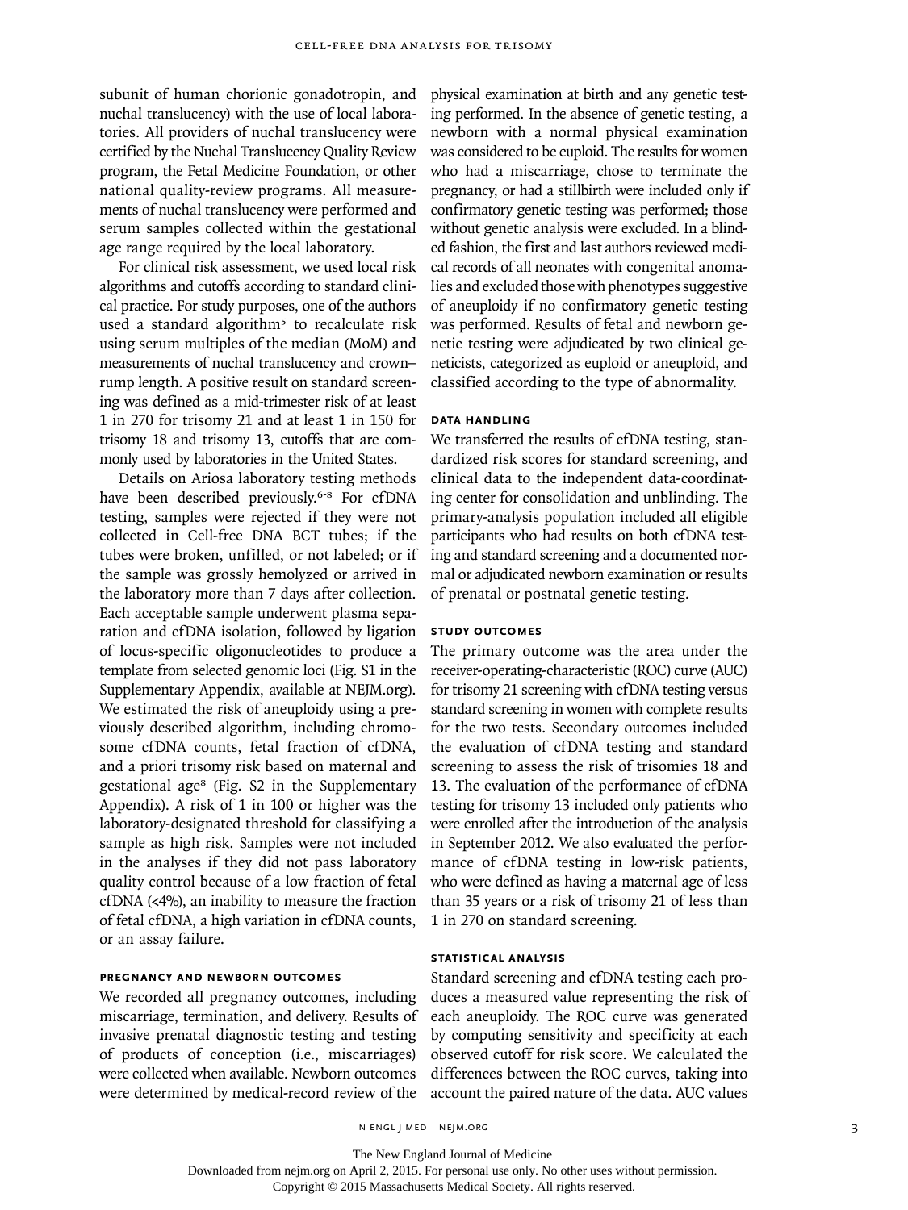subunit of human chorionic gonadotropin, and nuchal translucency) with the use of local laboratories. All providers of nuchal translucency were certified by the Nuchal Translucency Quality Review program, the Fetal Medicine Foundation, or other national quality-review programs. All measurements of nuchal translucency were performed and serum samples collected within the gestational age range required by the local laboratory.

For clinical risk assessment, we used local risk algorithms and cutoffs according to standard clinical practice. For study purposes, one of the authors used a standard algorithm[5] to recalculate risk using serum multiples of the median (MoM) and measurements of nuchal translucency and crown–rump length. A positive result on standard screening was defined as a mid-trimester risk of at least 1 in 270 for trisomy 21 and at least 1 in 150 for trisomy 18 and trisomy 13, cutoffs that are commonly used by laboratories in the United States.

Details on Ariosa laboratory testing methods have been described previously.[6-8] For cfDNA testing, samples were rejected if they were not collected in Cell-free DNA BCT tubes; if the tubes were broken, unfilled, or not labeled; or if the sample was grossly hemolyzed or arrived in the laboratory more than 7 days after collection. Each acceptable sample underwent plasma separation and cfDNA isolation, followed by ligation of locus-specific oligonucleotides to produce a template from selected genomic loci (Fig. S1 in the Supplementary Appendix, available at NEJM.org). We estimated the risk of aneuploidy using a previously described algorithm, including chromosome cfDNA counts, fetal fraction of cfDNA, and a priori trisomy risk based on maternal and gestational age[8] (Fig. S2 in the Supplementary Appendix). A risk of 1 in 100 or higher was the laboratory-designated threshold for classifying a sample as high risk. Samples were not included in the analyses if they did not pass laboratory quality control because of a low fraction of fetal cfDNA (<4%), an inability to measure the fraction of fetal cfDNA, a high variation in cfDNA counts, or an assay failure.

### PREGNANCY AND NEWBORN OUTCOMES

We recorded all pregnancy outcomes, including miscarriage, termination, and delivery. Results of invasive prenatal diagnostic testing and testing of products of conception (i.e., miscarriages) were collected when available. Newborn outcomes were determined by medical-record review of the physical examination at birth and any genetic testing performed. In the absence of genetic testing, a newborn with a normal physical examination was considered to be euploid. The results for women who had a miscarriage, chose to terminate the pregnancy, or had a stillbirth were included only if confirmatory genetic testing was performed; those without genetic analysis were excluded. In a blinded fashion, the first and last authors reviewed medical records of all neonates with congenital anomalies and excluded those with phenotypes suggestive of aneuploidy if no confirmatory genetic testing was performed. Results of fetal and newborn genetic testing were adjudicated by two clinical geneticists, categorized as euploid or aneuploid, and classified according to the type of abnormality.

### DATA HANDLING

We transferred the results of cfDNA testing, standardized risk scores for standard screening, and clinical data to the independent data-coordinating center for consolidation and unblinding. The primary-analysis population included all eligible participants who had results on both cfDNA testing and standard screening and a documented normal or adjudicated newborn examination or results of prenatal or postnatal genetic testing.

### STUDY OUTCOMES

The primary outcome was the area under the receiver-operating-characteristic (ROC) curve (AUC) for trisomy 21 screening with cfDNA testing versus standard screening in women with complete results for the two tests. Secondary outcomes included the evaluation of cfDNA testing and standard screening to assess the risk of trisomies 18 and 13. The evaluation of the performance of cfDNA testing for trisomy 13 included only patients who were enrolled after the introduction of the analysis in September 2012. We also evaluated the performance of cfDNA testing in low-risk patients, who were defined as having a maternal age of less than 35 years or a risk of trisomy 21 of less than 1 in 270 on standard screening.

### STATISTICAL ANALYSIS

Standard screening and cfDNA testing each produces a measured value representing the risk of each aneuploidy. The ROC curve was generated by computing sensitivity and specificity at each observed cutoff for risk score. We calculated the differences between the ROC curves, taking into account the paired nature of the data. AUC values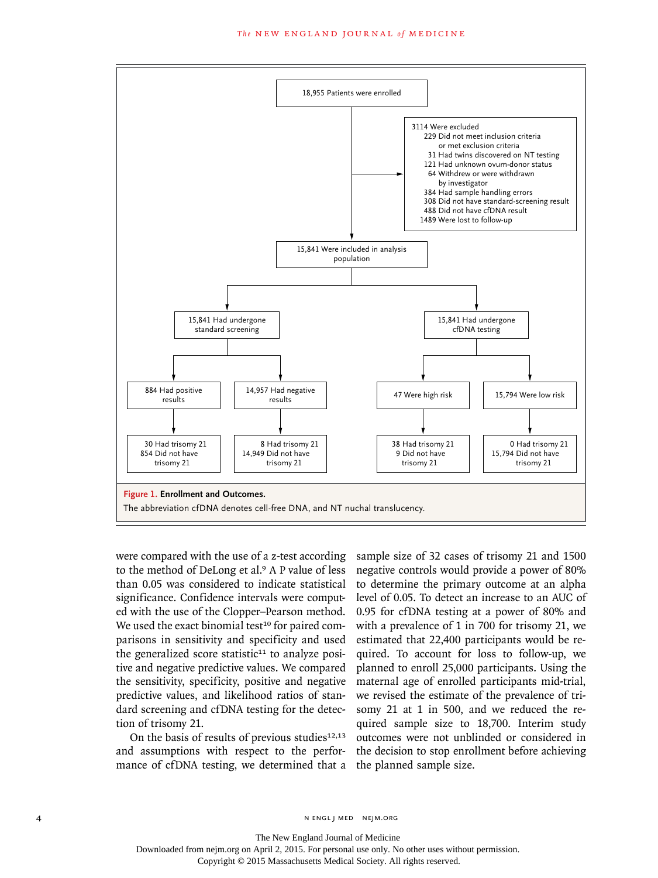18,955 Patients were enrolled

3114 Were excluded
- 229 Did not meet inclusion criteria or met exclusion criteria
- 31 Had twins discovered on NT testing
- 121 Had unknown ovum-donor status
- 64 Withdrew or were withdrawn by investigator
- 384 Had sample handling errors
- 308 Did not have standard-screening result
- 488 Did not have cfDNA result
- 1489 Were lost to follow-up

15,841 Were included in analysis population

15,841 Had undergone standard screening
- 884 Had positive results
  - 30 Had trisomy 21
  - 854 Did not have trisomy 21
- 14,957 Had negative results
  - 8 Had trisomy 21
  - 14,949 Did not have trisomy 21

15,841 Had undergone cfDNA testing
- 47 Were high risk
  - 38 Had trisomy 21
  - 9 Did not have trisomy 21
- 15,794 Were low risk
  - 0 Had trisomy 21
  - 15,794 Did not have trisomy 21

**Figure 1. Enrollment and Outcomes.**
The abbreviation cfDNA denotes cell-free DNA, and NT nuchal translucency.

were compared with the use of a z-test according to the method of DeLong et al.[9] A P value of less than 0.05 was considered to indicate statistical significance. Confidence intervals were computed with the use of the Clopper–Pearson method. We used the exact binomial test[10] for paired comparisons in sensitivity and specificity and used the generalized score statistic[11] to analyze positive and negative predictive values. We compared the sensitivity, specificity, positive and negative predictive values, and likelihood ratios of standard screening and cfDNA testing for the detection of trisomy 21.

On the basis of results of previous studies[12,13] and assumptions with respect to the performance of cfDNA testing, we determined that a sample size of 32 cases of trisomy 21 and 1500 negative controls would provide a power of 80% to determine the primary outcome at an alpha level of 0.05. To detect an increase to an AUC of 0.95 for cfDNA testing at a power of 80% and with a prevalence of 1 in 700 for trisomy 21, we estimated that 22,400 participants would be required. To account for loss to follow-up, we planned to enroll 25,000 participants. Using the maternal age of enrolled participants mid-trial, we revised the estimate of the prevalence of trisomy 21 at 1 in 500, and we reduced the required sample size to 18,700. Interim study outcomes were not unblinded or considered in the decision to stop enrollment before achieving the planned sample size.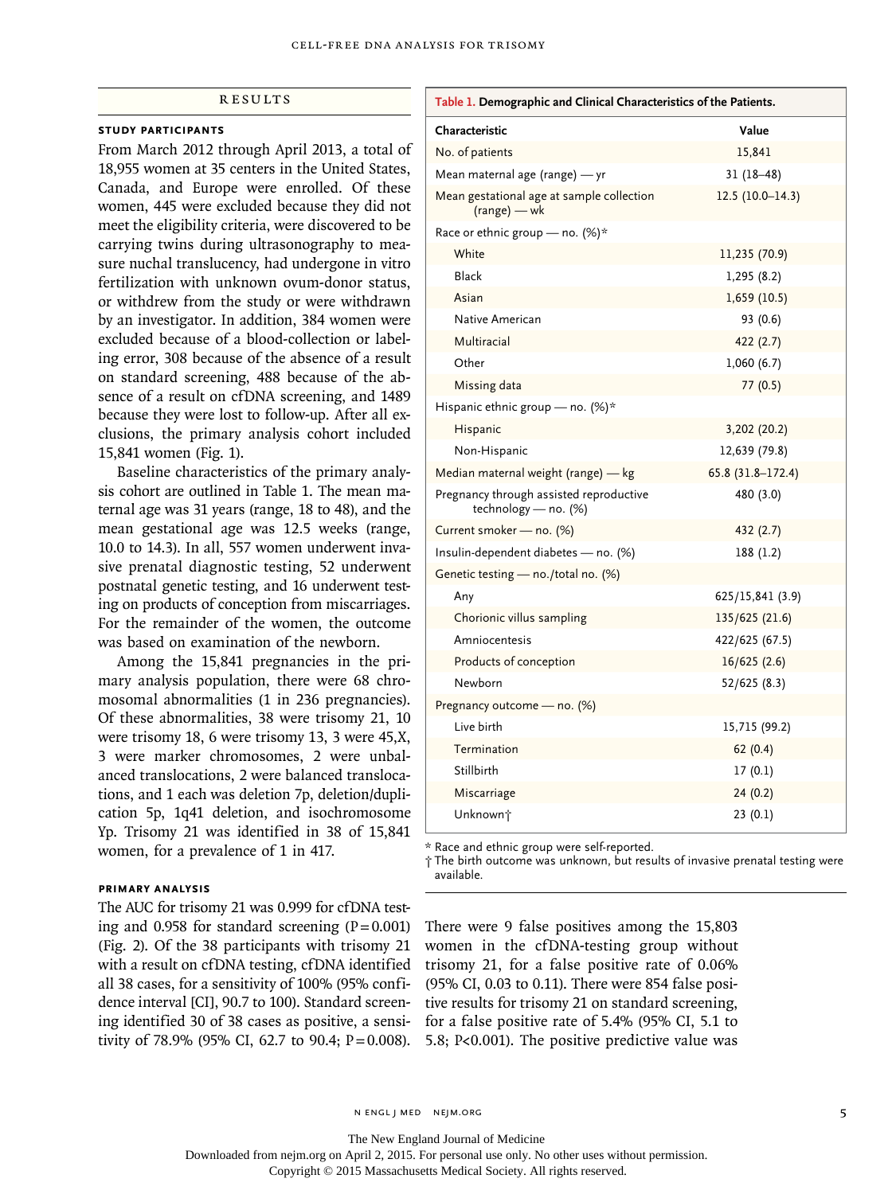## RESULTS

### STUDY PARTICIPANTS

From March 2012 through April 2013, a total of 18,955 women at 35 centers in the United States, Canada, and Europe were enrolled. Of these women, 445 were excluded because they did not meet the eligibility criteria, were discovered to be carrying twins during ultrasonography to measure nuchal translucency, had undergone in vitro fertilization with unknown ovum-donor status, or withdrew from the study or were withdrawn by an investigator. In addition, 384 women were excluded because of a blood-collection or labeling error, 308 because of the absence of a result on standard screening, 488 because of the absence of a result on cfDNA screening, and 1489 because they were lost to follow-up. After all exclusions, the primary analysis cohort included 15,841 women (Fig. 1).

Baseline characteristics of the primary analysis cohort are outlined in Table 1. The mean maternal age was 31 years (range, 18 to 48), and the mean gestational age was 12.5 weeks (range, 10.0 to 14.3). In all, 557 women underwent invasive prenatal diagnostic testing, 52 underwent postnatal genetic testing, and 16 underwent testing on products of conception from miscarriages. For the remainder of the women, the outcome was based on examination of the newborn.

Among the 15,841 pregnancies in the primary analysis population, there were 68 chromosomal abnormalities (1 in 236 pregnancies). Of these abnormalities, 38 were trisomy 21, 10 were trisomy 18, 6 were trisomy 13, 3 were 45,X, 3 were marker chromosomes, 2 were unbalanced translocations, 2 were balanced translocations, and 1 each was deletion 7p, deletion/duplication 5p, 1q41 deletion, and isochromosome Yp. Trisomy 21 was identified in 38 of 15,841 women, for a prevalence of 1 in 417.

**Table 1.** Demographic and Clinical Characteristics of the Patients.

| Characteristic | Value |
|---|---|
| No. of patients | 15,841 |
| Mean maternal age (range) — yr | 31 (18–48) |
| Mean gestational age at sample collection (range) — wk | 12.5 (10.0–14.3) |
| Race or ethnic group — no. (%)* | |
| White | 11,235 (70.9) |
| Black | 1,295 (8.2) |
| Asian | 1,659 (10.5) |
| Native American | 93 (0.6) |
| Multiracial | 422 (2.7) |
| Other | 1,060 (6.7) |
| Missing data | 77 (0.5) |
| Hispanic ethnic group — no. (%)* | |
| Hispanic | 3,202 (20.2) |
| Non-Hispanic | 12,639 (79.8) |
| Median maternal weight (range) — kg | 65.8 (31.8–172.4) |
| Pregnancy through assisted reproductive technology — no. (%) | 480 (3.0) |
| Current smoker — no. (%) | 432 (2.7) |
| Insulin-dependent diabetes — no. (%) | 188 (1.2) |
| Genetic testing — no./total no. (%) | |
| Any | 625/15,841 (3.9) |
| Chorionic villus sampling | 135/625 (21.6) |
| Amniocentesis | 422/625 (67.5) |
| Products of conception | 16/625 (2.6) |
| Newborn | 52/625 (8.3) |
| Pregnancy outcome — no. (%) | |
| Live birth | 15,715 (99.2) |
| Termination | 62 (0.4) |
| Stillbirth | 17 (0.1) |
| Miscarriage | 24 (0.2) |
| Unknown† | 23 (0.1) |

\* Race and ethnic group were self-reported.

† The birth outcome was unknown, but results of invasive prenatal testing were available.

### PRIMARY ANALYSIS

The AUC for trisomy 21 was 0.999 for cfDNA testing and 0.958 for standard screening (P=0.001) (Fig. 2). Of the 38 participants with trisomy 21 with a result on cfDNA testing, cfDNA identified all 38 cases, for a sensitivity of 100% (95% confidence interval [CI], 90.7 to 100). Standard screening identified 30 of 38 cases as positive, a sensitivity of 78.9% (95% CI, 62.7 to 90.4; P=0.008). There were 9 false positives among the 15,803 women in the cfDNA-testing group without trisomy 21, for a false positive rate of 0.06% (95% CI, 0.03 to 0.11). There were 854 false positive results for trisomy 21 on standard screening, for a false positive rate of 5.4% (95% CI, 5.1 to 5.8; P<0.001). The positive predictive value was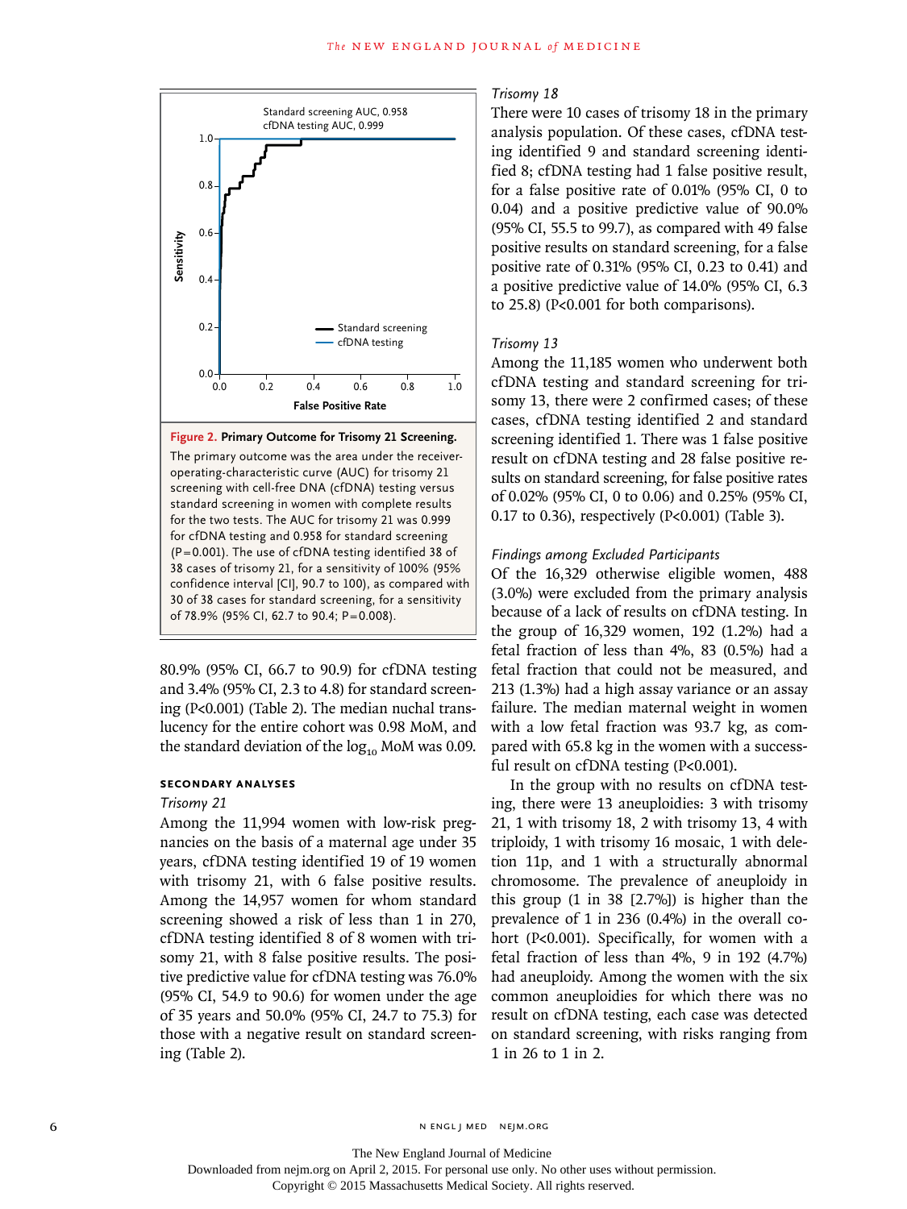Standard screening AUC, 0.958
cfDNA testing AUC, 0.999

**Figure 2. Primary Outcome for Trisomy 21 Screening.**

The primary outcome was the area under the receiver-operating-characteristic curve (AUC) for trisomy 21 screening with cell-free DNA (cfDNA) testing versus standard screening in women with complete results for the two tests. The AUC for trisomy 21 was 0.999 for cfDNA testing and 0.958 for standard screening (P=0.001). The use of cfDNA testing identified 38 of 38 cases of trisomy 21, for a sensitivity of 100% (95% confidence interval [CI], 90.7 to 100), as compared with 30 of 38 cases for standard screening, for a sensitivity of 78.9% (95% CI, 62.7 to 90.4; P=0.008).

80.9% (95% CI, 66.7 to 90.9) for cfDNA testing and 3.4% (95% CI, 2.3 to 4.8) for standard screening (P<0.001) (Table 2). The median nuchal translucency for the entire cohort was 0.98 MoM, and the standard deviation of the $\log_{10}$ MoM was 0.09.

### SECONDARY ANALYSES

*Trisomy 21*

Among the 11,994 women with low-risk pregnancies on the basis of a maternal age under 35 years, cfDNA testing identified 19 of 19 women with trisomy 21, with 6 false positive results. Among the 14,957 women for whom standard screening showed a risk of less than 1 in 270, cfDNA testing identified 8 of 8 women with trisomy 21, with 8 false positive results. The positive predictive value for cfDNA testing was 76.0% (95% CI, 54.9 to 90.6) for women under the age of 35 years and 50.0% (95% CI, 24.7 to 75.3) for those with a negative result on standard screening (Table 2).

*Trisomy 18*

There were 10 cases of trisomy 18 in the primary analysis population. Of these cases, cfDNA testing identified 9 and standard screening identified 8; cfDNA testing had 1 false positive result, for a false positive rate of 0.01% (95% CI, 0 to 0.04) and a positive predictive value of 90.0% (95% CI, 55.5 to 99.7), as compared with 49 false positive results on standard screening, for a false positive rate of 0.31% (95% CI, 0.23 to 0.41) and a positive predictive value of 14.0% (95% CI, 6.3 to 25.8) (P<0.001 for both comparisons).

*Trisomy 13*

Among the 11,185 women who underwent both cfDNA testing and standard screening for trisomy 13, there were 2 confirmed cases; of these cases, cfDNA testing identified 2 and standard screening identified 1. There was 1 false positive result on cfDNA testing and 28 false positive results on standard screening, for false positive rates of 0.02% (95% CI, 0 to 0.06) and 0.25% (95% CI, 0.17 to 0.36), respectively (P<0.001) (Table 3).

*Findings among Excluded Participants*

Of the 16,329 otherwise eligible women, 488 (3.0%) were excluded from the primary analysis because of a lack of results on cfDNA testing. In the group of 16,329 women, 192 (1.2%) had a fetal fraction of less than 4%, 83 (0.5%) had a fetal fraction that could not be measured, and 213 (1.3%) had a high assay variance or an assay failure. The median maternal weight in women with a low fetal fraction was 93.7 kg, as compared with 65.8 kg in the women with a successful result on cfDNA testing (P<0.001).

In the group with no results on cfDNA testing, there were 13 aneuploidies: 3 with trisomy 21, 1 with trisomy 18, 2 with trisomy 13, 4 with triploidy, 1 with trisomy 16 mosaic, 1 with deletion 11p, and 1 with a structurally abnormal chromosome. The prevalence of aneuploidy in this group (1 in 38 [2.7%]) is higher than the prevalence of 1 in 236 (0.4%) in the overall cohort (P<0.001). Specifically, for women with a fetal fraction of less than 4%, 9 in 192 (4.7%) had aneuploidy. Among the women with the six common aneuploidies for which there was no result on cfDNA testing, each case was detected on standard screening, with risks ranging from 1 in 26 to 1 in 2.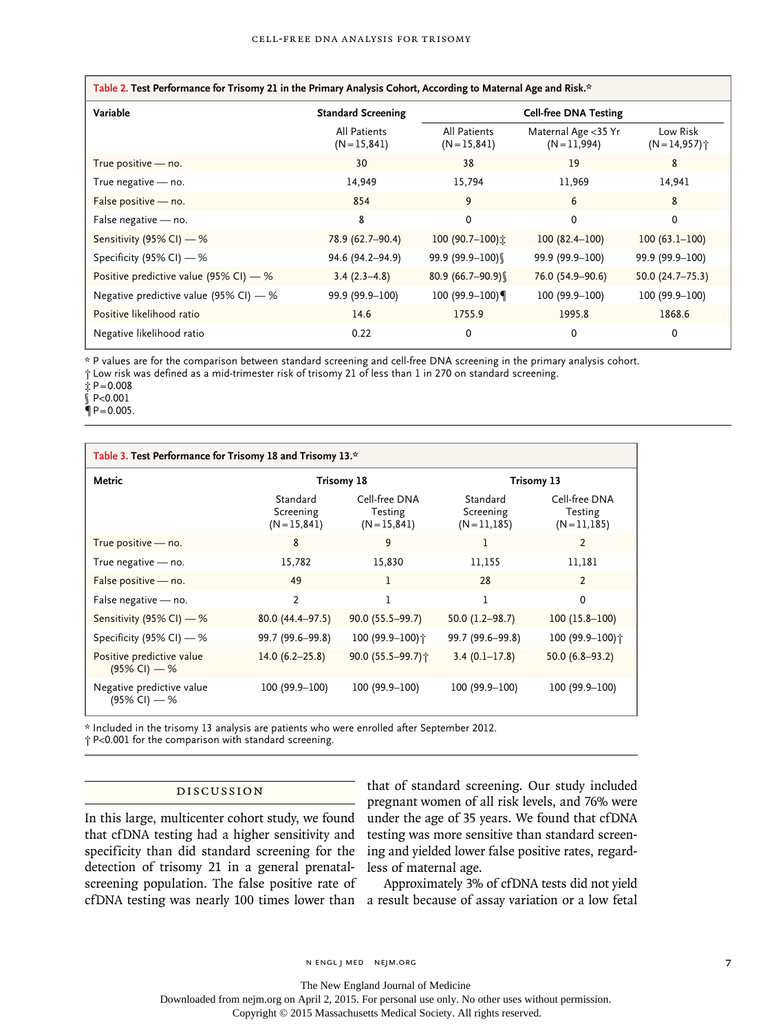**Table 2. Test Performance for Trisomy 21 in the Primary Analysis Cohort, According to Maternal Age and Risk.***

| Variable | Standard Screening | Cell-free DNA Testing | | |
|---|---|---|---|---|
| | All Patients (N=15,841) | All Patients (N=15,841) | Maternal Age <35 Yr (N=11,994) | Low Risk (N=14,957)† |
| True positive — no. | 30 | 38 | 19 | 8 |
| True negative — no. | 14,949 | 15,794 | 11,969 | 14,941 |
| False positive — no. | 854 | 9 | 6 | 8 |
| False negative — no. | 8 | 0 | 0 | 0 |
| Sensitivity (95% CI) — % | 78.9 (62.7–90.4) | 100 (90.7–100)‡ | 100 (82.4–100) | 100 (63.1–100) |
| Specificity (95% CI) — % | 94.6 (94.2–94.9) | 99.9 (99.9–100)§ | 99.9 (99.9–100) | 99.9 (99.9–100) |
| Positive predictive value (95% CI) — % | 3.4 (2.3–4.8) | 80.9 (66.7–90.9)§ | 76.0 (54.9–90.6) | 50.0 (24.7–75.3) |
| Negative predictive value (95% CI) — % | 99.9 (99.9–100) | 100 (99.9–100)¶ | 100 (99.9–100) | 100 (99.9–100) |
| Positive likelihood ratio | 14.6 | 1755.9 | 1995.8 | 1868.6 |
| Negative likelihood ratio | 0.22 | 0 | 0 | 0 |

\* P values are for the comparison between standard screening and cell-free DNA screening in the primary analysis cohort.
† Low risk was defined as a mid-trimester risk of trisomy 21 of less than 1 in 270 on standard screening.
‡ P=0.008
§ P<0.001
¶ P=0.005.

**Table 3. Test Performance for Trisomy 18 and Trisomy 13.***

| Metric | Trisomy 18 | | Trisomy 13 | |
|---|---|---|---|---|
| | Standard Screening (N=15,841) | Cell-free DNA Testing (N=15,841) | Standard Screening (N=11,185) | Cell-free DNA Testing (N=11,185) |
| True positive — no. | 8 | 9 | 1 | 2 |
| True negative — no. | 15,782 | 15,830 | 11,155 | 11,181 |
| False positive — no. | 49 | 1 | 28 | 2 |
| False negative — no. | 2 | 1 | 1 | 0 |
| Sensitivity (95% CI) — % | 80.0 (44.4–97.5) | 90.0 (55.5–99.7) | 50.0 (1.2–98.7) | 100 (15.8–100) |
| Specificity (95% CI) — % | 99.7 (99.6–99.8) | 100 (99.9–100)† | 99.7 (99.6–99.8) | 100 (99.9–100)† |
| Positive predictive value (95% CI) — % | 14.0 (6.2–25.8) | 90.0 (55.5–99.7)† | 3.4 (0.1–17.8) | 50.0 (6.8–93.2) |
| Negative predictive value (95% CI) — % | 100 (99.9–100) | 100 (99.9–100) | 100 (99.9–100) | 100 (99.9–100) |

\* Included in the trisomy 13 analysis are patients who were enrolled after September 2012.
† P<0.001 for the comparison with standard screening.

## Discussion

In this large, multicenter cohort study, we found that cfDNA testing had a higher sensitivity and specificity than did standard screening for the detection of trisomy 21 in a general prenatal-screening population. The false positive rate of cfDNA testing was nearly 100 times lower than that of standard screening. Our study included pregnant women of all risk levels, and 76% were under the age of 35 years. We found that cfDNA testing was more sensitive than standard screening and yielded lower false positive rates, regardless of maternal age.

Approximately 3% of cfDNA tests did not yield a result because of assay variation or a low fetal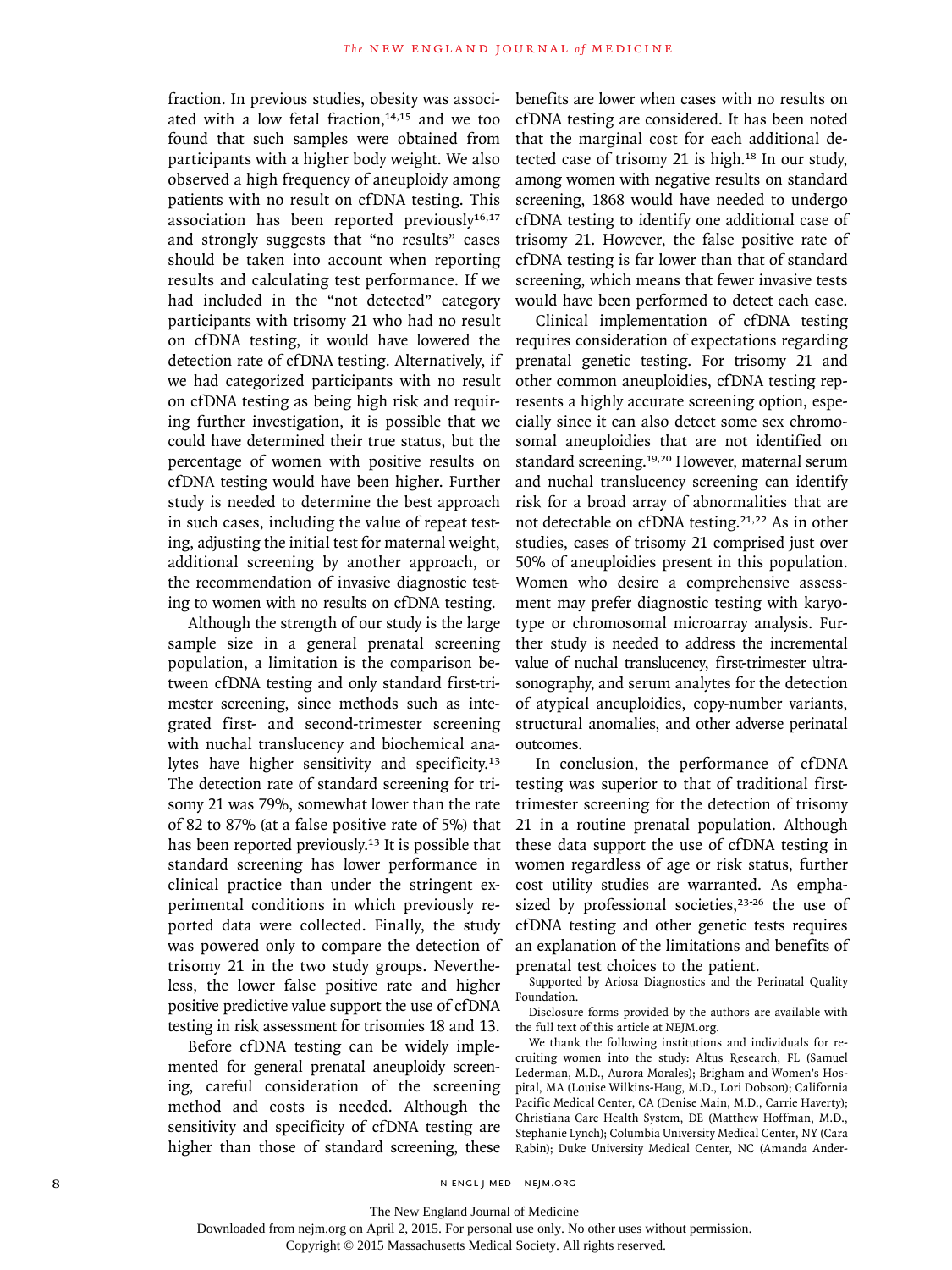fraction. In previous studies, obesity was associated with a low fetal fraction,[14,15] and we too found that such samples were obtained from participants with a higher body weight. We also observed a high frequency of aneuploidy among patients with no result on cfDNA testing. This association has been reported previously[16,17] and strongly suggests that "no results" cases should be taken into account when reporting results and calculating test performance. If we had included in the "not detected" category participants with trisomy 21 who had no result on cfDNA testing, it would have lowered the detection rate of cfDNA testing. Alternatively, if we had categorized participants with no result on cfDNA testing as being high risk and requiring further investigation, it is possible that we could have determined their true status, but the percentage of women with positive results on cfDNA testing would have been higher. Further study is needed to determine the best approach in such cases, including the value of repeat testing, adjusting the initial test for maternal weight, additional screening by another approach, or the recommendation of invasive diagnostic testing to women with no results on cfDNA testing.

Although the strength of our study is the large sample size in a general prenatal screening population, a limitation is the comparison between cfDNA testing and only standard first-trimester screening, since methods such as integrated first- and second-trimester screening with nuchal translucency and biochemical analytes have higher sensitivity and specificity.[13] The detection rate of standard screening for trisomy 21 was 79%, somewhat lower than the rate of 82 to 87% (at a false positive rate of 5%) that has been reported previously.[13] It is possible that standard screening has lower performance in clinical practice than under the stringent experimental conditions in which previously reported data were collected. Finally, the study was powered only to compare the detection of trisomy 21 in the two study groups. Nevertheless, the lower false positive rate and higher positive predictive value support the use of cfDNA testing in risk assessment for trisomies 18 and 13.

Before cfDNA testing can be widely implemented for general prenatal aneuploidy screening, careful consideration of the screening method and costs is needed. Although the sensitivity and specificity of cfDNA testing are higher than those of standard screening, these benefits are lower when cases with no results on cfDNA testing are considered. It has been noted that the marginal cost for each additional detected case of trisomy 21 is high.[18] In our study, among women with negative results on standard screening, 1868 would have needed to undergo cfDNA testing to identify one additional case of trisomy 21. However, the false positive rate of cfDNA testing is far lower than that of standard screening, which means that fewer invasive tests would have been performed to detect each case.

Clinical implementation of cfDNA testing requires consideration of expectations regarding prenatal genetic testing. For trisomy 21 and other common aneuploidies, cfDNA testing represents a highly accurate screening option, especially since it can also detect some sex chromosomal aneuploidies that are not identified on standard screening.[19,20] However, maternal serum and nuchal translucency screening can identify risk for a broad array of abnormalities that are not detectable on cfDNA testing.[21,22] As in other studies, cases of trisomy 21 comprised just over 50% of aneuploidies present in this population. Women who desire a comprehensive assessment may prefer diagnostic testing with karyotype or chromosomal microarray analysis. Further study is needed to address the incremental value of nuchal translucency, first-trimester ultrasonography, and serum analytes for the detection of atypical aneuploidies, copy-number variants, structural anomalies, and other adverse perinatal outcomes.

In conclusion, the performance of cfDNA testing was superior to that of traditional first-trimester screening for the detection of trisomy 21 in a routine prenatal population. Although these data support the use of cfDNA testing in women regardless of age or risk status, further cost utility studies are warranted. As emphasized by professional societies,[23-26] the use of cfDNA testing and other genetic tests requires an explanation of the limitations and benefits of prenatal test choices to the patient.

Supported by Ariosa Diagnostics and the Perinatal Quality Foundation.

Disclosure forms provided by the authors are available with the full text of this article at NEJM.org.

We thank the following institutions and individuals for recruiting women into the study: Altus Research, FL (Samuel Lederman, M.D., Aurora Morales); Brigham and Women's Hospital, MA (Louise Wilkins-Haug, M.D., Lori Dobson); California Pacific Medical Center, CA (Denise Main, M.D., Carrie Haverty); Christiana Care Health System, DE (Matthew Hoffman, M.D., Stephanie Lynch); Columbia University Medical Center, NY (Cara Rabin); Duke University Medical Center, NC (Amanda Ander-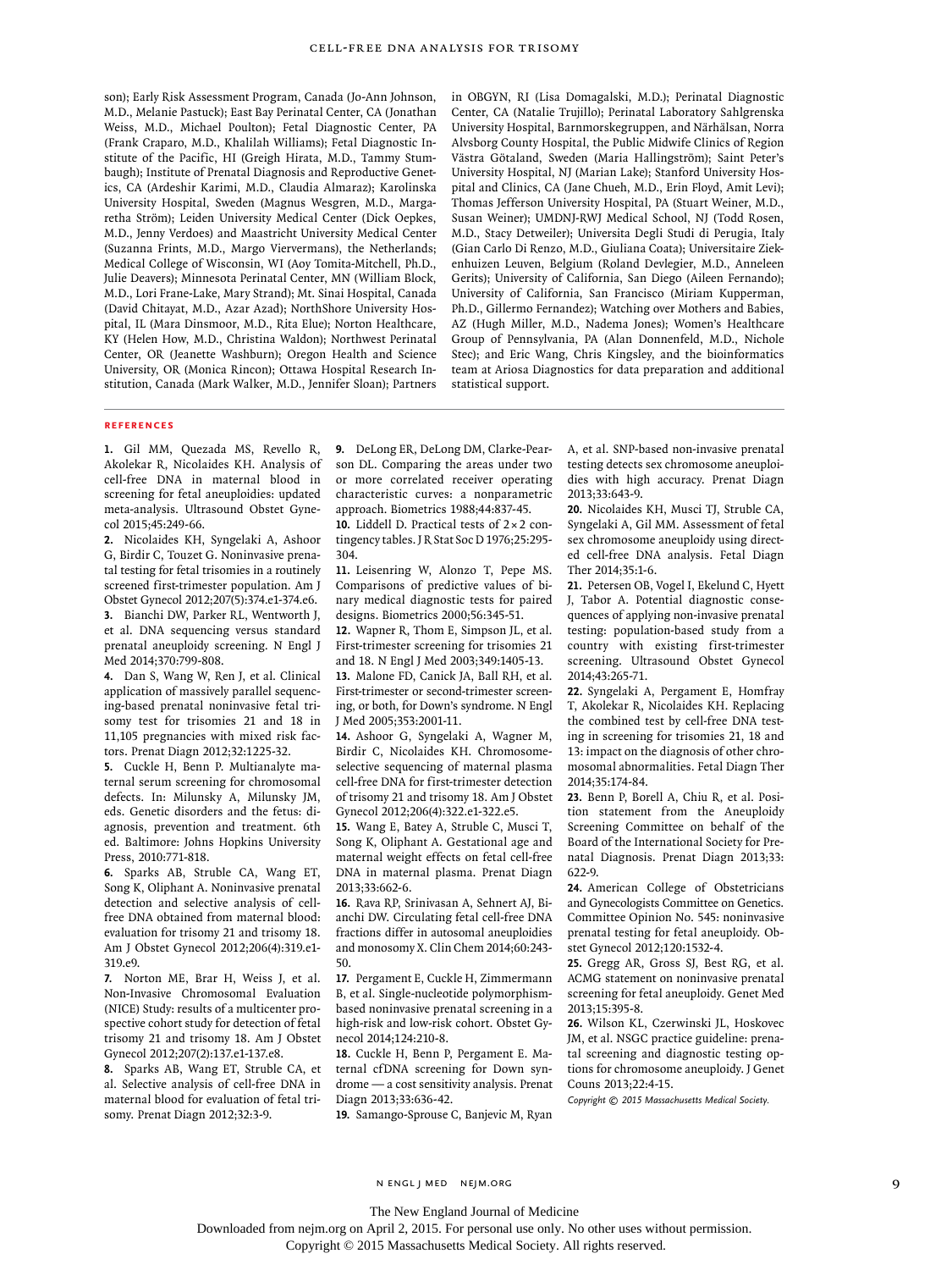son); Early Risk Assessment Program, Canada (Jo-Ann Johnson, M.D., Melanie Pastuck); East Bay Perinatal Center, CA (Jonathan Weiss, M.D., Michael Poulton); Fetal Diagnostic Center, PA (Frank Craparo, M.D., Khalilah Williams); Fetal Diagnostic Institute of the Pacific, HI (Greigh Hirata, M.D., Tammy Stumbaugh); Institute of Prenatal Diagnosis and Reproductive Genetics, CA (Ardeshir Karimi, M.D., Claudia Almaraz); Karolinska University Hospital, Sweden (Magnus Wesgren, M.D., Margaretha Ström); Leiden University Medical Center (Dick Oepkes, M.D., Jenny Verdoes) and Maastricht University Medical Center (Suzanna Frints, M.D., Margo Viervermans), the Netherlands; Medical College of Wisconsin, WI (Aoy Tomita-Mitchell, Ph.D., Julie Deavers); Minnesota Perinatal Center, MN (William Block, M.D., Lori Frane-Lake, Mary Strand); Mt. Sinai Hospital, Canada (David Chitayat, M.D., Azar Azad); NorthShore University Hospital, IL (Mara Dinsmoor, M.D., Rita Elue); Norton Healthcare, KY (Helen How, M.D., Christina Waldon); Northwest Perinatal Center, OR (Jeanette Washburn); Oregon Health and Science University, OR (Monica Rincon); Ottawa Hospital Research Institution, Canada (Mark Walker, M.D., Jennifer Sloan); Partners in OBGYN, RI (Lisa Domagalski, M.D.); Perinatal Diagnostic Center, CA (Natalie Trujillo); Perinatal Laboratory Sahlgrenska University Hospital, Barnmorskegruppen, and Närhälsan, Norra Alvsborg County Hospital, the Public Midwife Clinics of Region Västra Götaland, Sweden (Maria Hallingström); Saint Peter's University Hospital, NJ (Marian Lake); Stanford University Hospital and Clinics, CA (Jane Chueh, M.D., Erin Floyd, Amit Levi); Thomas Jefferson University Hospital, PA (Stuart Weiner, M.D., Susan Weiner); UMDNJ-RWJ Medical School, NJ (Todd Rosen, M.D., Stacy Detweiler); Universita Degli Studi di Perugia, Italy (Gian Carlo Di Renzo, M.D., Giuliana Coata); Universitaire Ziekenhuizen Leuven, Belgium (Roland Devlegier, M.D., Anneleen Gerits); University of California, San Diego (Aileen Fernando); University of California, San Francisco (Miriam Kupperman, Ph.D., Gillermo Fernandez); Watching over Mothers and Babies, AZ (Hugh Miller, M.D., Nadema Jones); Women's Healthcare Group of Pennsylvania, PA (Alan Donnenfeld, M.D., Nichole Stec); and Eric Wang, Chris Kingsley, and the bioinformatics team at Ariosa Diagnostics for data preparation and additional statistical support.

## References

1. Gil MM, Quezada MS, Revello R, Akolekar R, Nicolaides KH. Analysis of cell-free DNA in maternal blood in screening for fetal aneuploidies: updated meta-analysis. Ultrasound Obstet Gynecol 2015;45:249-66.
2. Nicolaides KH, Syngelaki A, Ashoor G, Birdir C, Touzet G. Noninvasive prenatal testing for fetal trisomies in a routinely screened first-trimester population. Am J Obstet Gynecol 2012;207(5):374.e1-374.e6.
3. Bianchi DW, Parker RL, Wentworth J, et al. DNA sequencing versus standard prenatal aneuploidy screening. N Engl J Med 2014;370:799-808.
4. Dan S, Wang W, Ren J, et al. Clinical application of massively parallel sequencing-based prenatal noninvasive fetal trisomy test for trisomies 21 and 18 in 11,105 pregnancies with mixed risk factors. Prenat Diagn 2012;32:1225-32.
5. Cuckle H, Benn P. Multianalyte maternal serum screening for chromosomal defects. In: Milunsky A, Milunsky JM, eds. Genetic disorders and the fetus: diagnosis, prevention and treatment. 6th ed. Baltimore: Johns Hopkins University Press, 2010:771-818.
6. Sparks AB, Struble CA, Wang ET, Song K, Oliphant A. Noninvasive prenatal detection and selective analysis of cell-free DNA obtained from maternal blood: evaluation for trisomy 21 and trisomy 18. Am J Obstet Gynecol 2012;206(4):319.e1-319.e9.
7. Norton ME, Brar H, Weiss J, et al. Non-Invasive Chromosomal Evaluation (NICE) Study: results of a multicenter prospective cohort study for detection of fetal trisomy 21 and trisomy 18. Am J Obstet Gynecol 2012;207(2):137.e1-137.e8.
8. Sparks AB, Wang ET, Struble CA, et al. Selective analysis of cell-free DNA in maternal blood for evaluation of fetal trisomy. Prenat Diagn 2012;32:3-9.
9. DeLong ER, DeLong DM, Clarke-Pearson DL. Comparing the areas under two or more correlated receiver operating characteristic curves: a nonparametric approach. Biometrics 1988;44:837-45.
10. Liddell D. Practical tests of 2×2 contingency tables. J R Stat Soc D 1976;25:295-304.
11. Leisenring W, Alonzo T, Pepe MS. Comparisons of predictive values of binary medical diagnostic tests for paired designs. Biometrics 2000;56:345-51.
12. Wapner R, Thom E, Simpson JL, et al. First-trimester screening for trisomies 21 and 18. N Engl J Med 2003;349:1405-13.
13. Malone FD, Canick JA, Ball RH, et al. First-trimester or second-trimester screening, or both, for Down's syndrome. N Engl J Med 2005;353:2001-11.
14. Ashoor G, Syngelaki A, Wagner M, Birdir C, Nicolaides KH. Chromosome-selective sequencing of maternal plasma cell-free DNA for first-trimester detection of trisomy 21 and trisomy 18. Am J Obstet Gynecol 2012;206(4):322.e1-322.e5.
15. Wang E, Batey A, Struble C, Musci T, Song K, Oliphant A. Gestational age and maternal weight effects on fetal cell-free DNA in maternal plasma. Prenat Diagn 2013;33:662-6.
16. Rava RP, Srinivasan A, Sehnert AJ, Bianchi DW. Circulating fetal cell-free DNA fractions differ in autosomal aneuploidies and monosomy X. Clin Chem 2014;60:243-50.
17. Pergament E, Cuckle H, Zimmermann B, et al. Single-nucleotide polymorphism-based noninvasive prenatal screening in a high-risk and low-risk cohort. Obstet Gynecol 2014;124:210-8.
18. Cuckle H, Benn P, Pergament E. Maternal cfDNA screening for Down syndrome — a cost sensitivity analysis. Prenat Diagn 2013;33:636-42.
19. Samango-Sprouse C, Banjevic M, Ryan A, et al. SNP-based non-invasive prenatal testing detects sex chromosome aneuploidies with high accuracy. Prenat Diagn 2013;33:643-9.
20. Nicolaides KH, Musci TJ, Struble CA, Syngelaki A, Gil MM. Assessment of fetal sex chromosome aneuploidy using directed cell-free DNA analysis. Fetal Diagn Ther 2014;35:1-6.
21. Petersen OB, Vogel I, Ekelund C, Hyett J, Tabor A. Potential diagnostic consequences of applying non-invasive prenatal testing: population-based study from a country with existing first-trimester screening. Ultrasound Obstet Gynecol 2014;43:265-71.
22. Syngelaki A, Pergament E, Homfray T, Akolekar R, Nicolaides KH. Replacing the combined test by cell-free DNA testing in screening for trisomies 21, 18 and 13: impact on the diagnosis of other chromosomal abnormalities. Fetal Diagn Ther 2014;35:174-84.
23. Benn P, Borell A, Chiu R, et al. Position statement from the Aneuploidy Screening Committee on behalf of the Board of the International Society for Prenatal Diagnosis. Prenat Diagn 2013;33:622-9.
24. American College of Obstetricians and Gynecologists Committee on Genetics. Committee Opinion No. 545: noninvasive prenatal testing for fetal aneuploidy. Obstet Gynecol 2012;120:1532-4.
25. Gregg AR, Gross SJ, Best RG, et al. ACMG statement on noninvasive prenatal screening for fetal aneuploidy. Genet Med 2013;15:395-8.
26. Wilson KL, Czerwinski JL, Hoskovec JM, et al. NSGC practice guideline: prenatal screening and diagnostic testing options for chromosome aneuploidy. J Genet Couns 2013;22:4-15.

*Copyright © 2015 Massachusetts Medical Society.*